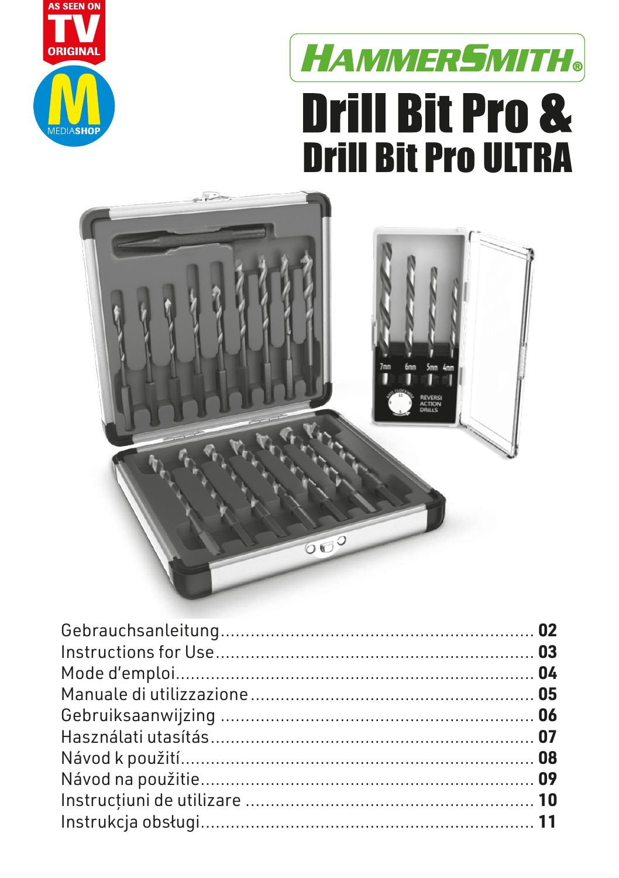AS SEEN ON TV ORIGINAL

MEDIASHOP

HAMMERSMITH®

# Drill Bit Pro &
# Drill Bit Pro ULTRA

Gebrauchsanleitung ............................................................ 02
Instructions for Use ............................................................ 03
Mode d'emploi ............................................................ 04
Manuale di utilizzazione ............................................................ 05
Gebruiksaanwijzing ............................................................ 06
Használati utasítás ............................................................ 07
Návod k použití ............................................................ 08
Návod na použitie ............................................................ 09
Instrucțiuni de utilizare ............................................................ 10
Instrukcja obsługi ............................................................ 11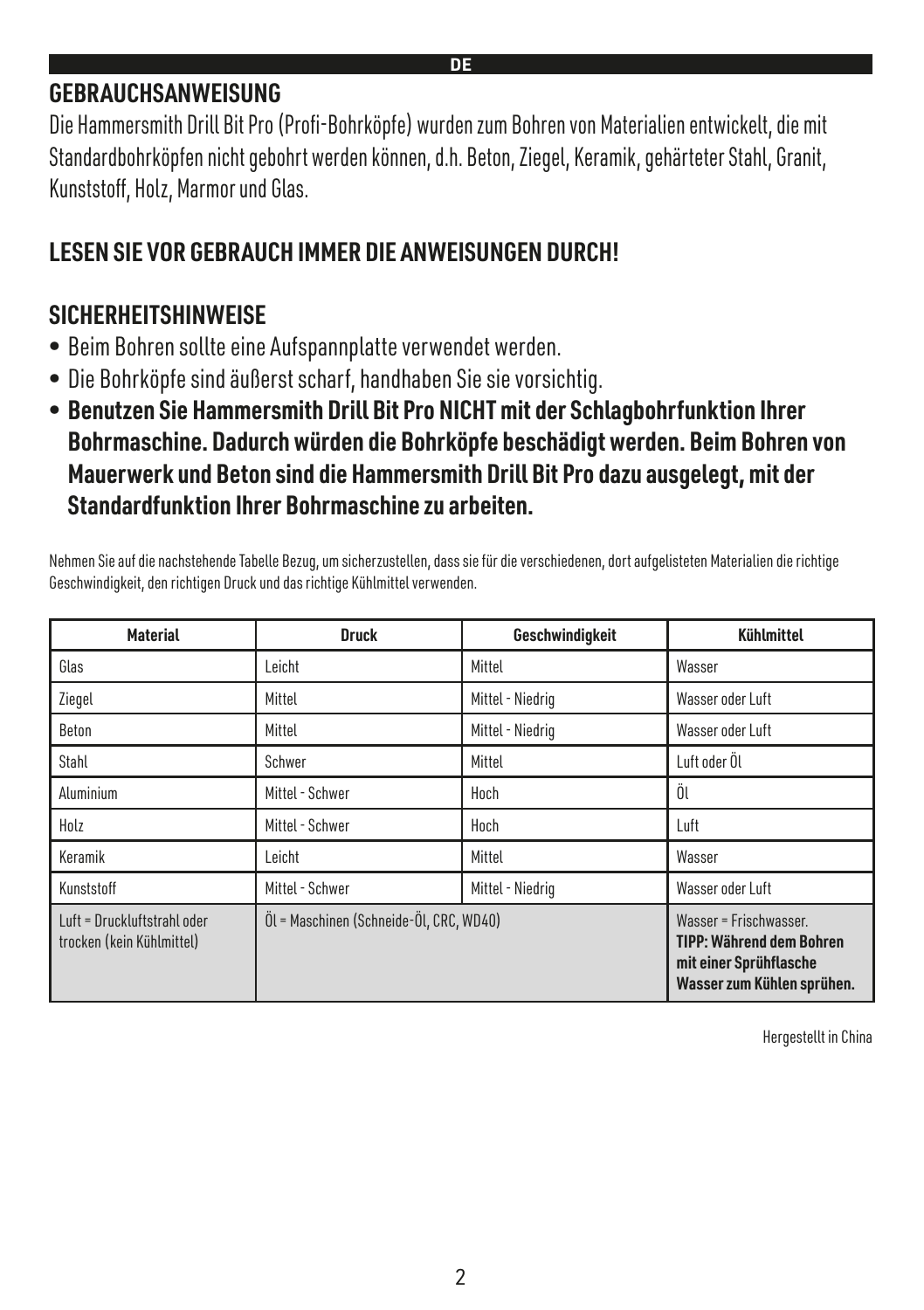## GEBRAUCHSANWEISUNG

Die Hammersmith Drill Bit Pro (Profi-Bohrköpfe) wurden zum Bohren von Materialien entwickelt, die mit Standardbohrköpfen nicht gebohrt werden können, d.h. Beton, Ziegel, Keramik, gehärteter Stahl, Granit, Kunststoff, Holz, Marmor und Glas.

## LESEN SIE VOR GEBRAUCH IMMER DIE ANWEISUNGEN DURCH!

## SICHERHEITSHINWEISE

- Beim Bohren sollte eine Aufspannplatte verwendet werden.
- Die Bohrköpfe sind äußerst scharf, handhaben Sie sie vorsichtig.
- **Benutzen Sie Hammersmith Drill Bit Pro NICHT mit der Schlagbohrfunktion Ihrer Bohrmaschine. Dadurch würden die Bohrköpfe beschädigt werden. Beim Bohren von Mauerwerk und Beton sind die Hammersmith Drill Bit Pro dazu ausgelegt, mit der Standardfunktion Ihrer Bohrmaschine zu arbeiten.**

Nehmen Sie auf die nachstehende Tabelle Bezug, um sicherzustellen, dass sie für die verschiedenen, dort aufgelisteten Materialien die richtige Geschwindigkeit, den richtigen Druck und das richtige Kühlmittel verwenden.

| Material | Druck | Geschwindigkeit | Kühlmittel |
|---|---|---|---|
| Glas | Leicht | Mittel | Wasser |
| Ziegel | Mittel | Mittel - Niedrig | Wasser oder Luft |
| Beton | Mittel | Mittel - Niedrig | Wasser oder Luft |
| Stahl | Schwer | Mittel | Luft oder Öl |
| Aluminium | Mittel - Schwer | Hoch | Öl |
| Holz | Mittel - Schwer | Hoch | Luft |
| Keramik | Leicht | Mittel | Wasser |
| Kunststoff | Mittel - Schwer | Mittel - Niedrig | Wasser oder Luft |
| Luft = Druckluftstrahl oder trocken (kein Kühlmittel) | Öl = Maschinen (Schneide-Öl, CRC, WD40) | | Wasser = Frischwasser. **TIPP: Während dem Bohren mit einer Sprühflasche Wasser zum Kühlen sprühen.** |

Hergestellt in China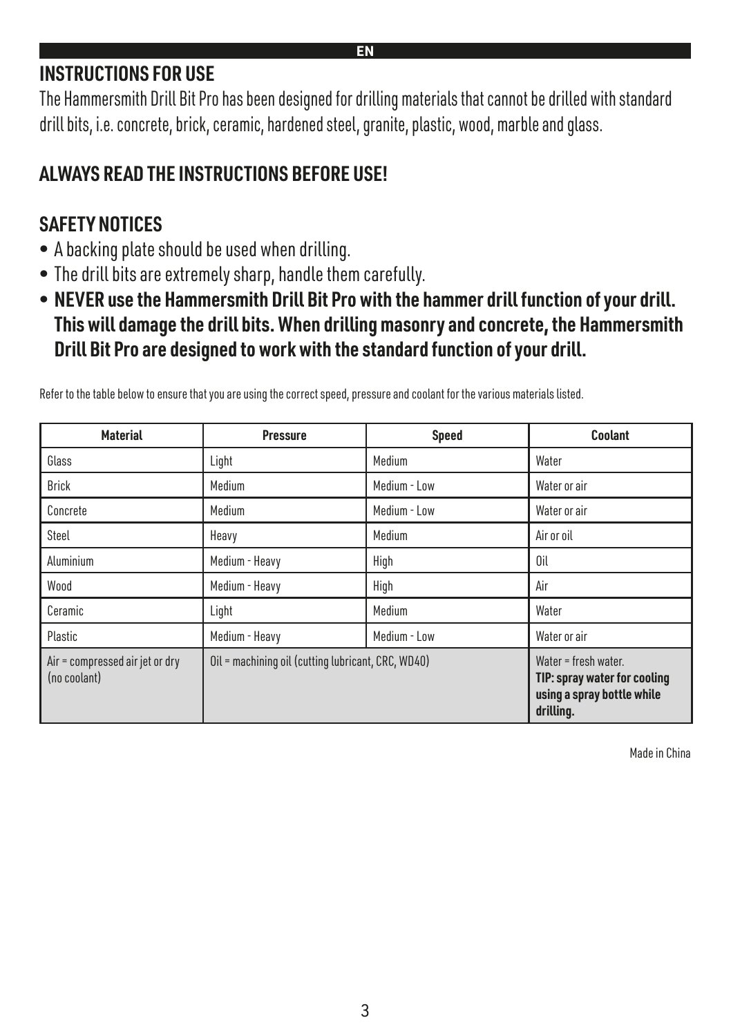## INSTRUCTIONS FOR USE

The Hammersmith Drill Bit Pro has been designed for drilling materials that cannot be drilled with standard drill bits, i.e. concrete, brick, ceramic, hardened steel, granite, plastic, wood, marble and glass.

## ALWAYS READ THE INSTRUCTIONS BEFORE USE!

## SAFETY NOTICES

- A backing plate should be used when drilling.
- The drill bits are extremely sharp, handle them carefully.
- **NEVER use the Hammersmith Drill Bit Pro with the hammer drill function of your drill. This will damage the drill bits. When drilling masonry and concrete, the Hammersmith Drill Bit Pro are designed to work with the standard function of your drill.**

Refer to the table below to ensure that you are using the correct speed, pressure and coolant for the various materials listed.

| Material | Pressure | Speed | Coolant |
|---|---|---|---|
| Glass | Light | Medium | Water |
| Brick | Medium | Medium - Low | Water or air |
| Concrete | Medium | Medium - Low | Water or air |
| Steel | Heavy | Medium | Air or oil |
| Aluminium | Medium - Heavy | High | Oil |
| Wood | Medium - Heavy | High | Air |
| Ceramic | Light | Medium | Water |
| Plastic | Medium - Heavy | Medium - Low | Water or air |
| Air = compressed air jet or dry (no coolant) | Oil = machining oil (cutting lubricant, CRC, WD40) | | Water = fresh water. **TIP: spray water for cooling using a spray bottle while drilling.** |

Made in China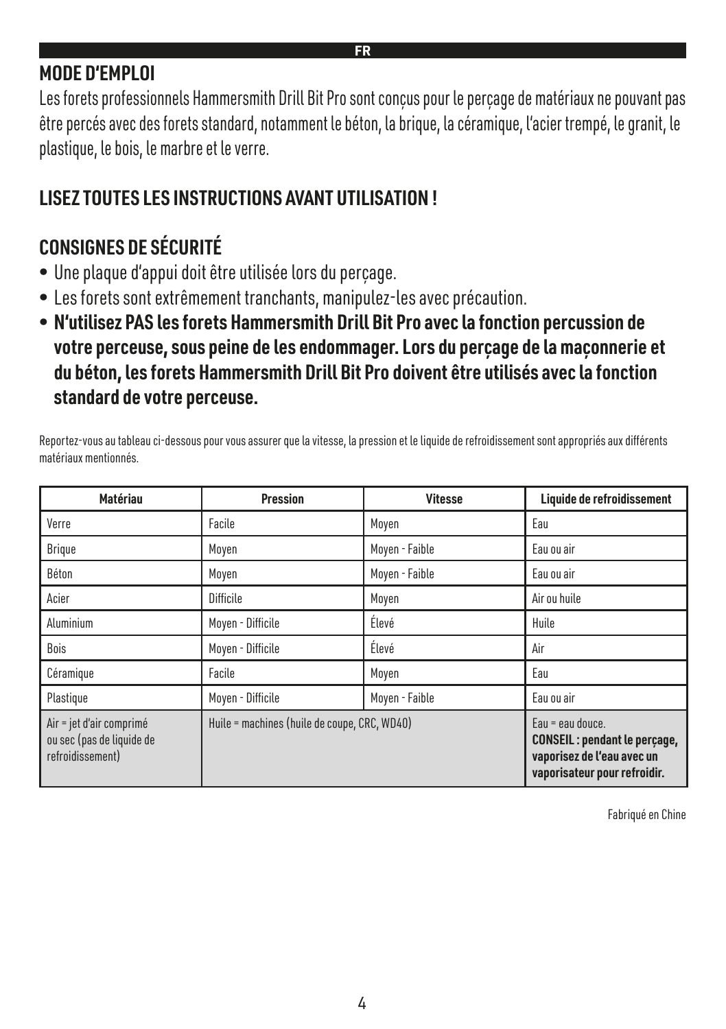## MODE D'EMPLOI

Les forets professionnels Hammersmith Drill Bit Pro sont conçus pour le perçage de matériaux ne pouvant pas être percés avec des forets standard, notamment le béton, la brique, la céramique, l'acier trempé, le granit, le plastique, le bois, le marbre et le verre.

## LISEZ TOUTES LES INSTRUCTIONS AVANT UTILISATION !

## CONSIGNES DE SÉCURITÉ

- Une plaque d'appui doit être utilisée lors du perçage.
- Les forets sont extrêmement tranchants, manipulez-les avec précaution.
- **N'utilisez PAS les forets Hammersmith Drill Bit Pro avec la fonction percussion de votre perceuse, sous peine de les endommager. Lors du perçage de la maçonnerie et du béton, les forets Hammersmith Drill Bit Pro doivent être utilisés avec la fonction standard de votre perceuse.**

Reportez-vous au tableau ci-dessous pour vous assurer que la vitesse, la pression et le liquide de refroidissement sont appropriés aux différents matériaux mentionnés.

| Matériau | Pression | Vitesse | Liquide de refroidissement |
|---|---|---|---|
| Verre | Facile | Moyen | Eau |
| Brique | Moyen | Moyen - Faible | Eau ou air |
| Béton | Moyen | Moyen - Faible | Eau ou air |
| Acier | Difficile | Moyen | Air ou huile |
| Aluminium | Moyen - Difficile | Élevé | Huile |
| Bois | Moyen - Difficile | Élevé | Air |
| Céramique | Facile | Moyen | Eau |
| Plastique | Moyen - Difficile | Moyen - Faible | Eau ou air |
| Air = jet d'air comprimé ou sec (pas de liquide de refroidissement) | Huile = machines (huile de coupe, CRC, WD40) | | Eau = eau douce. **CONSEIL : pendant le perçage, vaporisez de l'eau avec un vaporisateur pour refroidir.** |

Fabriqué en Chine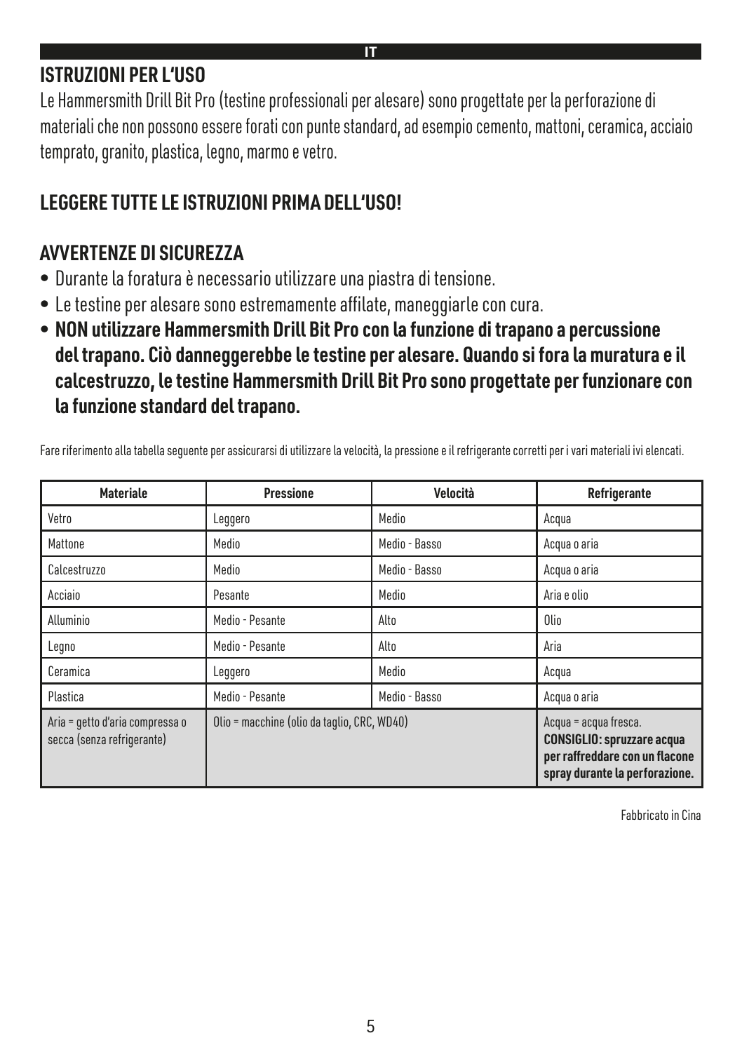## ISTRUZIONI PER L'USO

Le Hammersmith Drill Bit Pro (testine professionali per alesare) sono progettate per la perforazione di materiali che non possono essere forati con punte standard, ad esempio cemento, mattoni, ceramica, acciaio temprato, granito, plastica, legno, marmo e vetro.

## LEGGERE TUTTE LE ISTRUZIONI PRIMA DELL'USO!

## AVVERTENZE DI SICUREZZA

- Durante la foratura è necessario utilizzare una piastra di tensione.
- Le testine per alesare sono estremamente affilate, maneggiarle con cura.
- **NON utilizzare Hammersmith Drill Bit Pro con la funzione di trapano a percussione del trapano. Ciò danneggerebbe le testine per alesare. Quando si fora la muratura e il calcestruzzo, le testine Hammersmith Drill Bit Pro sono progettate per funzionare con la funzione standard del trapano.**

Fare riferimento alla tabella seguente per assicurarsi di utilizzare la velocità, la pressione e il refrigerante corretti per i vari materiali ivi elencati.

| Materiale | Pressione | Velocità | Refrigerante |
|---|---|---|---|
| Vetro | Leggero | Medio | Acqua |
| Mattone | Medio | Medio - Basso | Acqua o aria |
| Calcestruzzo | Medio | Medio - Basso | Acqua o aria |
| Acciaio | Pesante | Medio | Aria e olio |
| Alluminio | Medio - Pesante | Alto | Olio |
| Legno | Medio - Pesante | Alto | Aria |
| Ceramica | Leggero | Medio | Acqua |
| Plastica | Medio - Pesante | Medio - Basso | Acqua o aria |
| Aria = getto d'aria compressa o secca (senza refrigerante) | Olio = macchine (olio da taglio, CRC, WD40) | | Acqua = acqua fresca. **CONSIGLIO: spruzzare acqua per raffreddare con un flacone spray durante la perforazione.** |

Fabbricato in Cina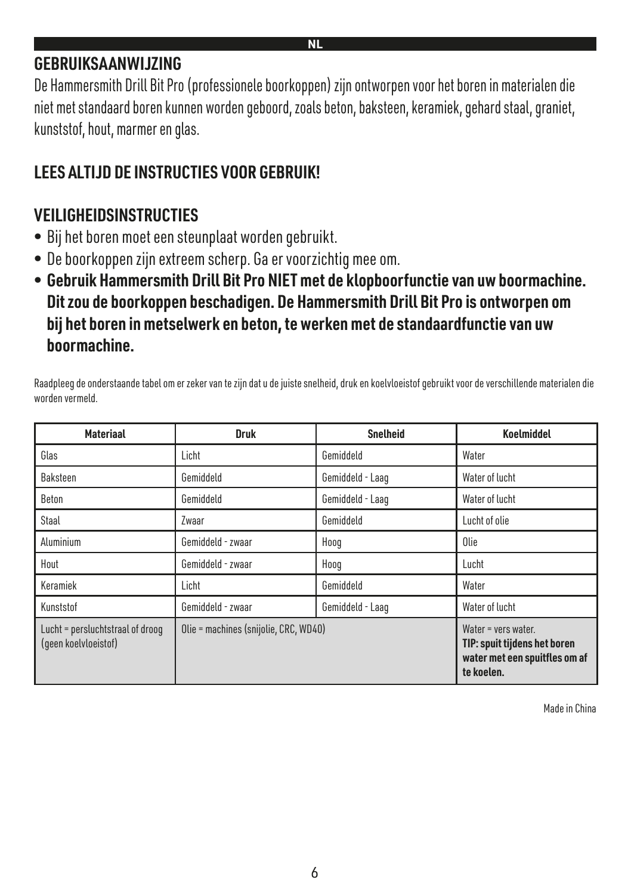## GEBRUIKSAANWIJZING

De Hammersmith Drill Bit Pro (professionele boorkoppen) zijn ontworpen voor het boren in materialen die niet met standaard boren kunnen worden geboord, zoals beton, baksteen, keramiek, gehard staal, graniet, kunststof, hout, marmer en glas.

## LEES ALTIJD DE INSTRUCTIES VOOR GEBRUIK!

## VEILIGHEIDSINSTRUCTIES

- Bij het boren moet een steunplaat worden gebruikt.
- De boorkoppen zijn extreem scherp. Ga er voorzichtig mee om.
- **Gebruik Hammersmith Drill Bit Pro NIET met de klopboorfunctie van uw boormachine. Dit zou de boorkoppen beschadigen. De Hammersmith Drill Bit Pro is ontworpen om bij het boren in metselwerk en beton, te werken met de standaardfunctie van uw boormachine.**

Raadpleeg de onderstaande tabel om er zeker van te zijn dat u de juiste snelheid, druk en koelvloeistof gebruikt voor de verschillende materialen die worden vermeld.

| Materiaal | Druk | Snelheid | Koelmiddel |
|---|---|---|---|
| Glas | Licht | Gemiddeld | Water |
| Baksteen | Gemiddeld | Gemiddeld - Laag | Water of lucht |
| Beton | Gemiddeld | Gemiddeld - Laag | Water of lucht |
| Staal | Zwaar | Gemiddeld | Lucht of olie |
| Aluminium | Gemiddeld - zwaar | Hoog | Olie |
| Hout | Gemiddeld - zwaar | Hoog | Lucht |
| Keramiek | Licht | Gemiddeld | Water |
| Kunststof | Gemiddeld - zwaar | Gemiddeld - Laag | Water of lucht |
| Lucht = persluchtstraal of droog (geen koelvloeistof) | Olie = machines (snijolie, CRC, WD40) | | Water = vers water. **TIP: spuit tijdens het boren water met een spuitfles om af te koelen.** |

Made in China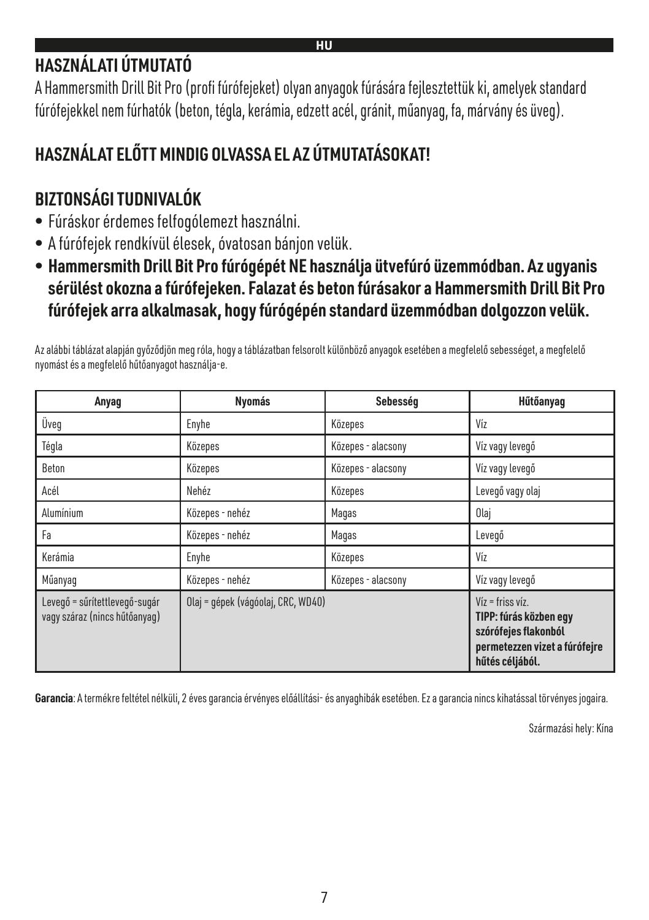## HASZNÁLATI ÚTMUTATÓ

A Hammersmith Drill Bit Pro (profi fúrófejeket) olyan anyagok fúrására fejlesztettük ki, amelyek standard fúrófejekkel nem fúrhatók (beton, tégla, kerámia, edzett acél, gránit, műanyag, fa, márvány és üveg).

## HASZNÁLAT ELŐTT MINDIG OLVASSA EL AZ ÚTMUTATÁSOKAT!

## BIZTONSÁGI TUDNIVALÓK

- Fúráskor érdemes felfogólemezt használni.
- A fúrófejek rendkívül élesek, óvatosan bánjon velük.
- **Hammersmith Drill Bit Pro fúrógépét NE használja ütvefúró üzemmódban. Az ugyanis sérülést okozna a fúrófejeken. Falazat és beton fúrásakor a Hammersmith Drill Bit Pro fúrófejek arra alkalmasak, hogy fúrógépén standard üzemmódban dolgozzon velük.**

Az alábbi táblázat alapján győződjön meg róla, hogy a táblázatban felsorolt különböző anyagok esetében a megfelelő sebességet, a megfelelő nyomást és a megfelelő hűtőanyagot használja-e.

| Anyag | Nyomás | Sebesség | Hűtőanyag |
|---|---|---|---|
| Üveg | Enyhe | Közepes | Víz |
| Tégla | Közepes | Közepes - alacsony | Víz vagy levegő |
| Beton | Közepes | Közepes - alacsony | Víz vagy levegő |
| Acél | Nehéz | Közepes | Levegő vagy olaj |
| Alumínium | Közepes - nehéz | Magas | Olaj |
| Fa | Közepes - nehéz | Magas | Levegő |
| Kerámia | Enyhe | Közepes | Víz |
| Műanyag | Közepes - nehéz | Közepes - alacsony | Víz vagy levegő |
| Levegő = sűrítettlevegő-sugár vagy száraz (nincs hűtőanyag) | Olaj = gépek (vágóolaj, CRC, WD40) | | Víz = friss víz. **TIPP: fúrás közben egy szórófejes flakonból permetezzen vizet a fúrófejre hűtés céljából.** |

**Garancia**: A termékre feltétel nélküli, 2 éves garancia érvényes előállítási- és anyaghibák esetében. Ez a garancia nincs kihatással törvényes jogaira.

Származási hely: Kína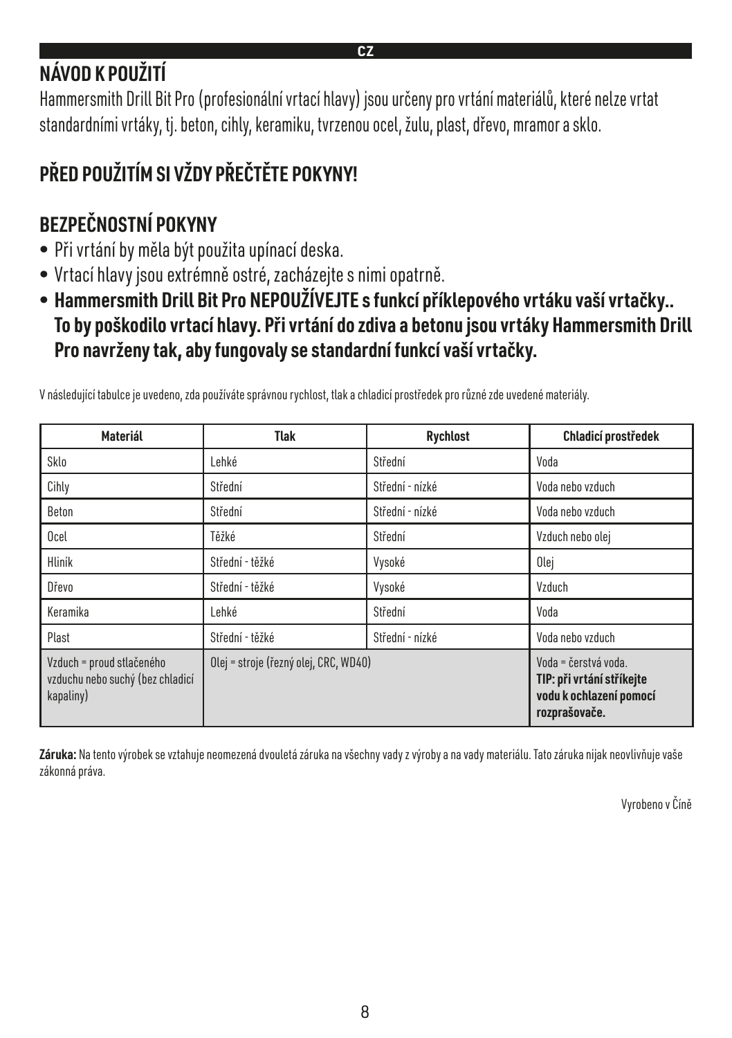## NÁVOD K POUŽITÍ

Hammersmith Drill Bit Pro (profesionální vrtací hlavy) jsou určeny pro vrtání materiálů, které nelze vrtat standardními vrtáky, tj. beton, cihly, keramiku, tvrzenou ocel, žulu, plast, dřevo, mramor a sklo.

## PŘED POUŽITÍM SI VŽDY PŘEČTĚTE POKYNY!

## BEZPEČNOSTNÍ POKYNY

- Při vrtání by měla být použita upínací deska.
- Vrtací hlavy jsou extrémně ostré, zacházejte s nimi opatrně.
- **Hammersmith Drill Bit Pro NEPOUŽÍVEJTE s funkcí příklepového vrtáku vaší vrtačky.. To by poškodilo vrtací hlavy. Při vrtání do zdiva a betonu jsou vrtáky Hammersmith Drill Pro navrženy tak, aby fungovaly se standardní funkcí vaší vrtačky.**

V následující tabulce je uvedeno, zda používáte správnou rychlost, tlak a chladicí prostředek pro různé zde uvedené materiály.

| Materiál | Tlak | Rychlost | Chladicí prostředek |
|---|---|---|---|
| Sklo | Lehké | Střední | Voda |
| Cihly | Střední | Střední - nízké | Voda nebo vzduch |
| Beton | Střední | Střední - nízké | Voda nebo vzduch |
| Ocel | Těžké | Střední | Vzduch nebo olej |
| Hliník | Střední - těžké | Vysoké | Olej |
| Dřevo | Střední - těžké | Vysoké | Vzduch |
| Keramika | Lehké | Střední | Voda |
| Plast | Střední - těžké | Střední - nízké | Voda nebo vzduch |
| Vzduch = proud stlačeného vzduchu nebo suchý (bez chladicí kapaliny) | Olej = stroje (řezný olej, CRC, WD40) | | Voda = čerstvá voda. **TIP: při vrtání stříkejte vodu k ochlazení pomocí rozprašovače.** |

**Záruka:** Na tento výrobek se vztahuje neomezená dvouletá záruka na všechny vady z výroby a na vady materiálu. Tato záruka nijak neovlivňuje vaše zákonná práva.

Vyrobeno v Číně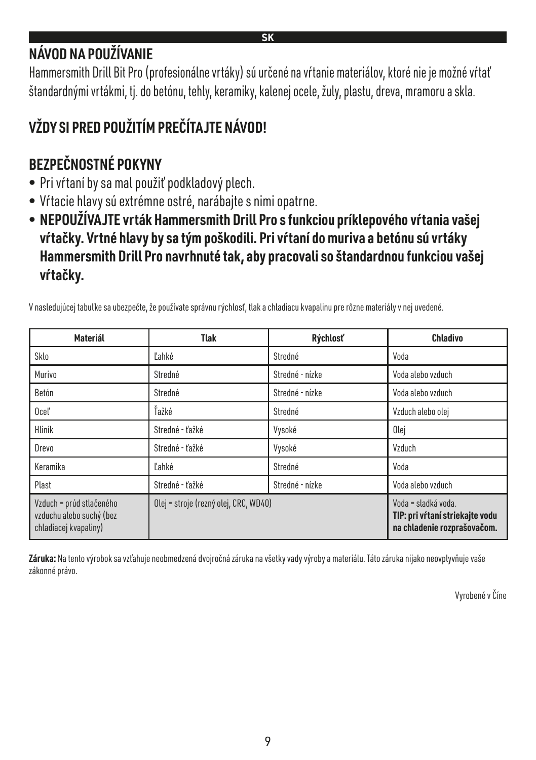# NÁVOD NA POUŽÍVANIE

Hammersmith Drill Bit Pro (profesionálne vrtáky) sú určené na vŕtanie materiálov, ktoré nie je možné vŕtať štandardnými vrtákmi, tj. do betónu, tehly, keramiky, kalenej ocele, žuly, plastu, dreva, mramoru a skla.

## VŽDY SI PRED POUŽITÍM PREČÍTAJTE NÁVOD!

## BEZPEČNOSTNÉ POKYNY

- Pri vŕtaní by sa mal použiť podkladový plech.
- Vŕtacie hlavy sú extrémne ostré, narábajte s nimi opatrne.
- **NEPOUŽÍVAJTE vrták Hammersmith Drill Pro s funkciou príklepového vŕtania vašej vŕtačky. Vrtné hlavy by sa tým poškodili. Pri vŕtaní do muriva a betónu sú vrtáky Hammersmith Drill Pro navrhnuté tak, aby pracovali so štandardnou funkciou vašej vŕtačky.**

V nasledujúcej tabuľke sa ubezpečte, že používate správnu rýchlosť, tlak a chladiacu kvapalinu pre rôzne materiály v nej uvedené.

| Materiál | Tlak | Rýchlosť | Chladivo |
|---|---|---|---|
| Sklo | Ľahké | Stredné | Voda |
| Murivo | Stredné | Stredné - nízke | Voda alebo vzduch |
| Betón | Stredné | Stredné - nízke | Voda alebo vzduch |
| Oceľ | Ťažké | Stredné | Vzduch alebo olej |
| Hliník | Stredné - ťažké | Vysoké | Olej |
| Drevo | Stredné - ťažké | Vysoké | Vzduch |
| Keramika | Ľahké | Stredné | Voda |
| Plast | Stredné - ťažké | Stredné - nízke | Voda alebo vzduch |
| Vzduch = prúd stlačeného vzduchu alebo suchý (bez chladiacej kvapaliny) | Olej = stroje (rezný olej, CRC, WD40) | | Voda = sladká voda. **TIP: pri vŕtaní striekajte vodu na chladenie rozprašovačom.** |

**Záruka:** Na tento výrobok sa vzťahuje neobmedzená dvojročná záruka na všetky vady výroby a materiálu. Táto záruka nijako neovplyvňuje vaše zákonné právo.

Vyrobené v Číne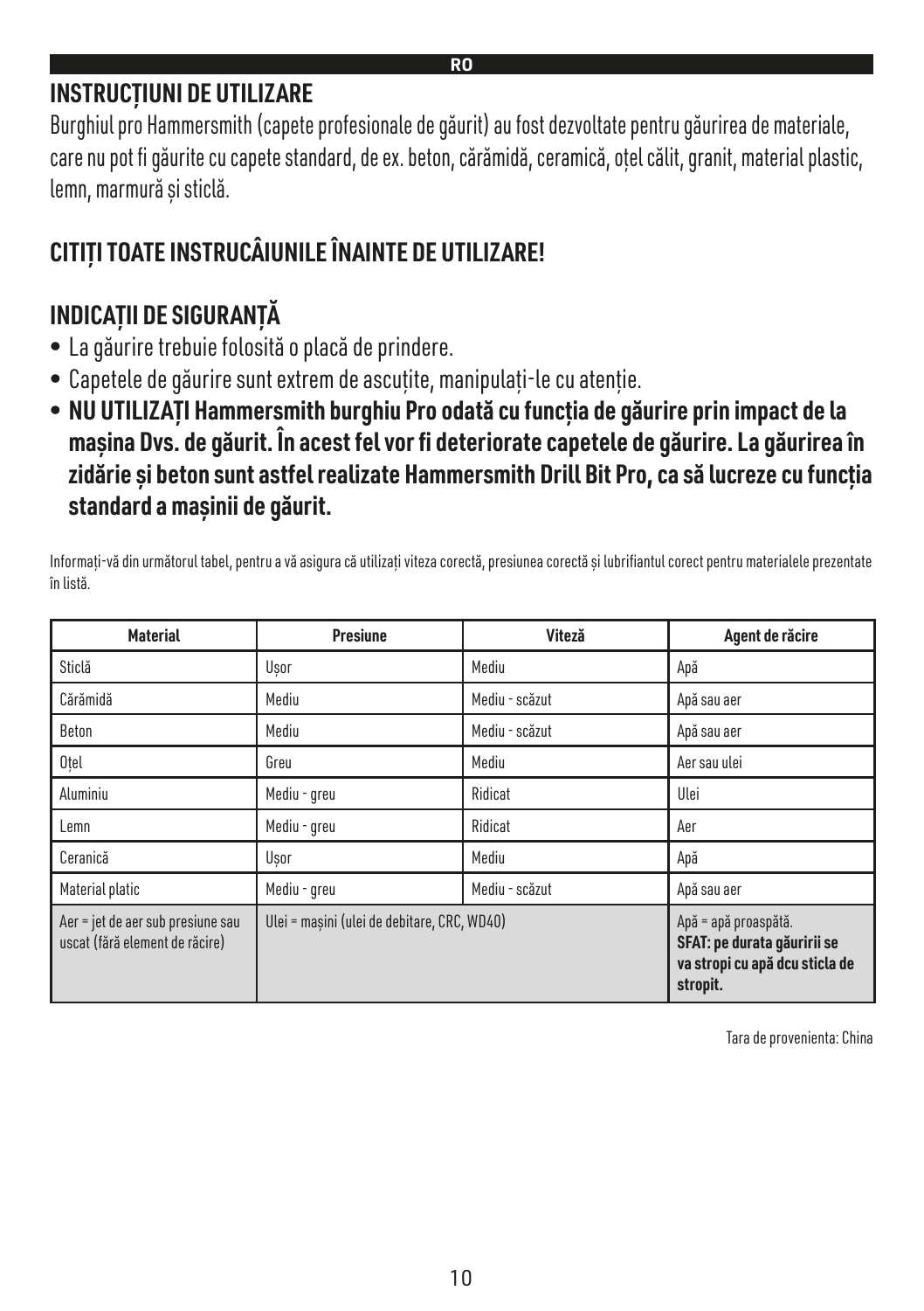## INSTRUCȚIUNI DE UTILIZARE

Burghiul pro Hammersmith (capete profesionale de găurit) au fost dezvoltate pentru găurirea de materiale, care nu pot fi găurite cu capete standard, de ex. beton, cărămidă, ceramică, oțel călit, granit, material plastic, lemn, marmură și sticlă.

## CITIȚI TOATE INSTRUCÂIUNILE ÎNAINTE DE UTILIZARE!

## INDICAȚII DE SIGURANȚĂ

- La găurire trebuie folosită o placă de prindere.
- Capetele de găurire sunt extrem de ascuțite, manipulați-le cu atenție.
- **NU UTILIZAȚI Hammersmith burghiu Pro odată cu funcția de găurire prin impact de la mașina Dvs. de găurit. În acest fel vor fi deteriorate capetele de găurire. La găurirea în zidărie și beton sunt astfel realizate Hammersmith Drill Bit Pro, ca să lucreze cu funcția standard a mașinii de găurit.**

Informați-vă din următorul tabel, pentru a vă asigura că utilizați viteza corectă, presiunea corectă și lubrifiantul corect pentru materialele prezentate în listă.

| Material | Presiune | Viteză | Agent de răcire |
|---|---|---|---|
| Sticlă | Ușor | Mediu | Apă |
| Cărămidă | Mediu | Mediu - scăzut | Apă sau aer |
| Beton | Mediu | Mediu - scăzut | Apă sau aer |
| Oțel | Greu | Mediu | Aer sau ulei |
| Aluminiu | Mediu - greu | Ridicat | Ulei |
| Lemn | Mediu - greu | Ridicat | Aer |
| Ceranică | Ușor | Mediu | Apă |
| Material platic | Mediu - greu | Mediu - scăzut | Apă sau aer |
| Aer = jet de aer sub presiune sau uscat (fără element de răcire) | Ulei = mașini (ulei de debitare, CRC, WD40) | | Apă = apă proaspătă. **SFAT: pe durata găuririi se va stropi cu apă dcu sticla de stropit.** |

Tara de provenienta: China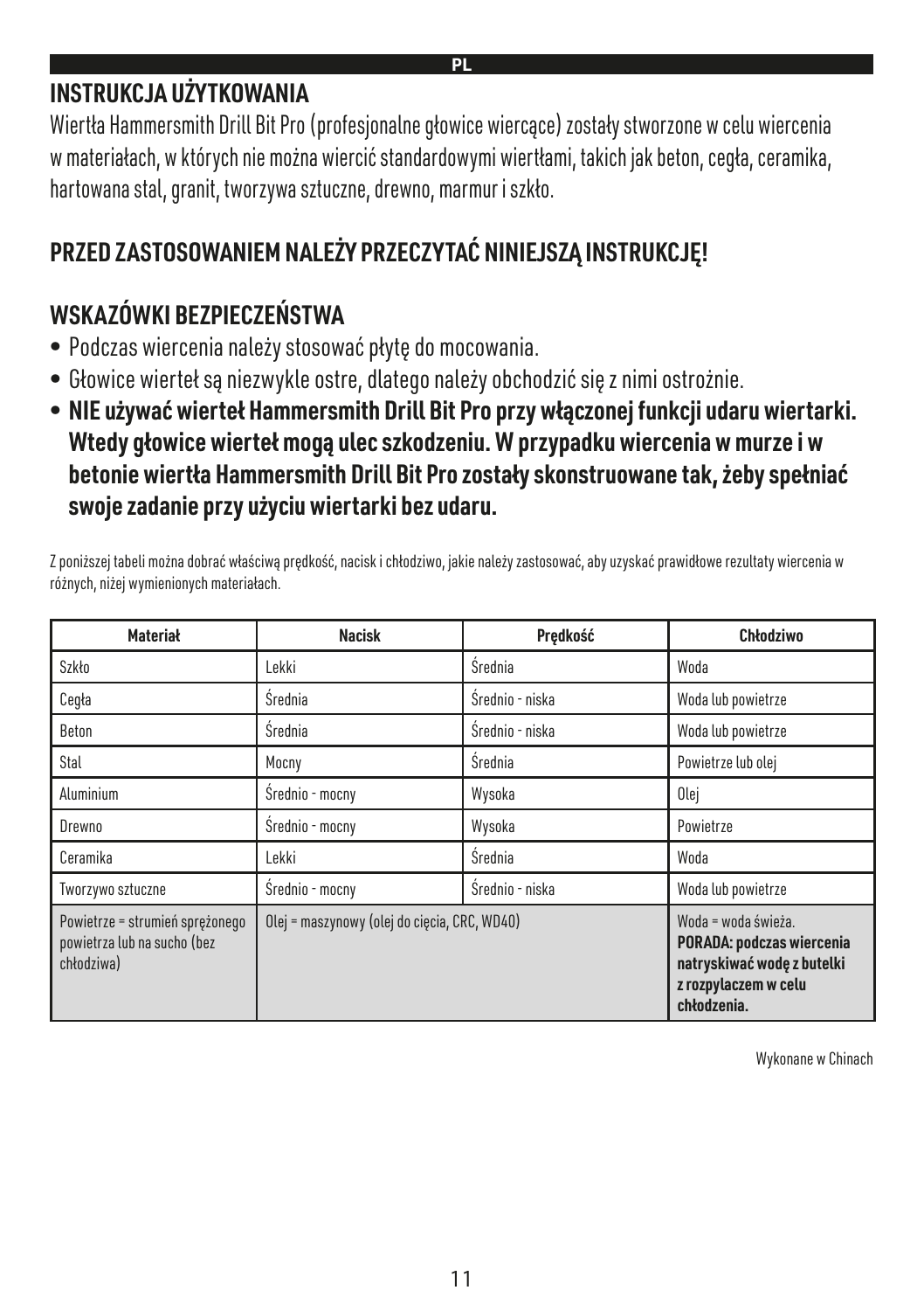## INSTRUKCJA UŻYTKOWANIA

Wiertła Hammersmith Drill Bit Pro (profesjonalne głowice wiercące) zostały stworzone w celu wiercenia w materiałach, w których nie można wiercić standardowymi wiertłami, takich jak beton, cegła, ceramika, hartowana stal, granit, tworzywa sztuczne, drewno, marmur i szkło.

## PRZED ZASTOSOWANIEM NALEŻY PRZECZYTAĆ NINIEJSZĄ INSTRUKCJĘ!

## WSKAZÓWKI BEZPIECZEŃSTWA

- Podczas wiercenia należy stosować płytę do mocowania.
- Głowice wierteł są niezwykle ostre, dlatego należy obchodzić się z nimi ostrożnie.
- **NIE używać wierteł Hammersmith Drill Bit Pro przy włączonej funkcji udaru wiertarki. Wtedy głowice wierteł mogą ulec szkodzeniu. W przypadku wiercenia w murze i w betonie wiertła Hammersmith Drill Bit Pro zostały skonstruowane tak, żeby spełniać swoje zadanie przy użyciu wiertarki bez udaru.**

Z poniższej tabeli można dobrać właściwą prędkość, nacisk i chłodziwo, jakie należy zastosować, aby uzyskać prawidłowe rezultaty wiercenia w różnych, niżej wymienionych materiałach.

| Materiał | Nacisk | Prędkość | Chłodziwo |
|---|---|---|---|
| Szkło | Lekki | Średnia | Woda |
| Cegła | Średnia | Średnio - niska | Woda lub powietrze |
| Beton | Średnia | Średnio - niska | Woda lub powietrze |
| Stal | Mocny | Średnia | Powietrze lub olej |
| Aluminium | Średnio - mocny | Wysoka | Olej |
| Drewno | Średnio - mocny | Wysoka | Powietrze |
| Ceramika | Lekki | Średnia | Woda |
| Tworzywo sztuczne | Średnio - mocny | Średnio - niska | Woda lub powietrze |
| Powietrze = strumień sprężonego powietrza lub na sucho (bez chłodziwa) | Olej = maszynowy (olej do cięcia, CRC, WD40) | | Woda = woda świeża. **PORADA: podczas wiercenia natryskiwać wodę z butelki z rozpylaczem w celu chłodzenia.** |

Wykonane w Chinach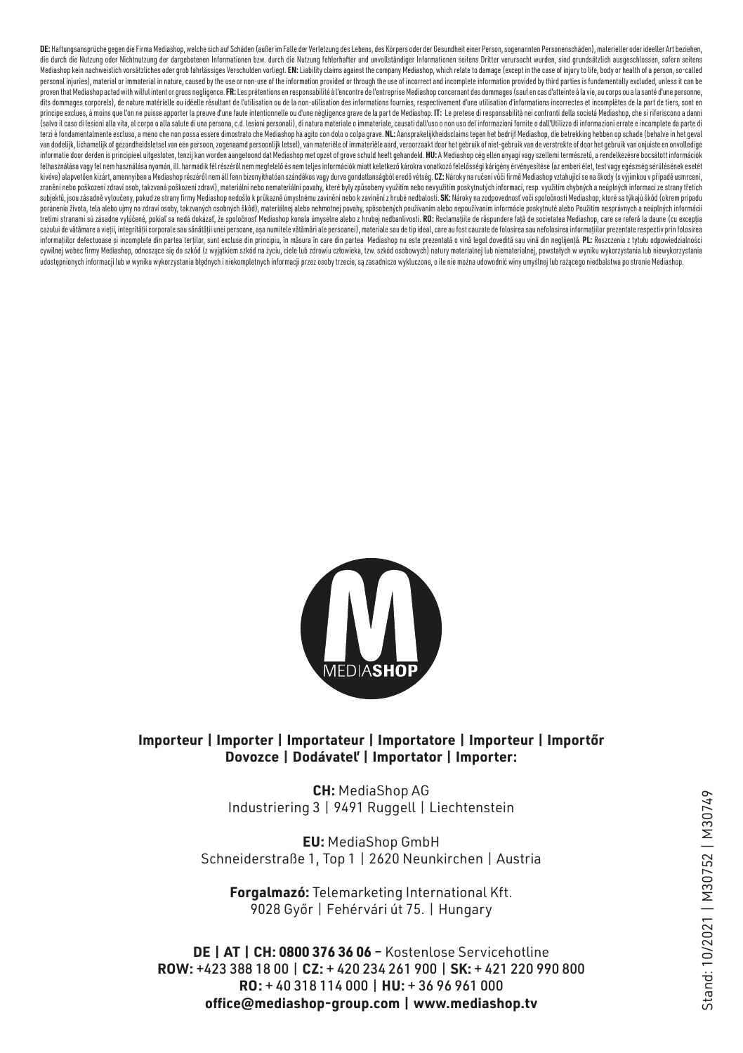**DE:** Haftungsansprüche gegen die Firma Mediashop, welche sich auf Schäden (außer im Falle der Verletzung des Lebens, des Körpers oder der Gesundheit einer Person, sogenannten Personenschäden), materieller oder ideeller Art beziehen, die durch die Nutzung oder Nichtnutzung der dargebotenen Informationen bzw. durch die Nutzung fehlerhafter und unvollständiger Informationen seitens Dritter verursacht wurden, sind grundsätzlich ausgeschlossen, sofern seitens Mediashop kein nachweislich vorsätzliches oder grob fahrlässiges Verschulden vorliegt. **EN:** Liability claims against the company Mediashop, which relate to damage (except in the case of injury to life, body or health of a person, so-called personal injuries), material or immaterial in nature, caused by the use or non-use of the information provided or through the use of incorrect and incomplete information provided by third parties is fundamentally excluded, unless it can be proven that Mediashop acted with wilful intent or gross negligence. **FR:** Les prétentions en responsabilité à l'encontre de l'entreprise Mediashop concernant des dommages (sauf en cas d'atteinte à la vie, au corps ou à la santé d'une personne, dits dommages corporels), de nature matérielle ou idéelle résultant de l'utilisation ou de la non-utilisation des informations fournies, respectivement d'une utilisation d'informations incorrectes et incomplètes de la part de tiers, sont en principe exclues, à moins que l'on ne puisse apporter la preuve d'une faute intentionnelle ou d'une négligence grave de la part de Mediashop. **IT:** Le pretese di responsabilità nei confronti della società Mediashop, che si riferiscono a danni (salvo il caso di lesioni alla vita, al corpo o alla salute di una persona, c.d. lesioni personali), di natura materiale o immateriale, causati dall'uso o non uso del informazioni fornite o dall'Utilizzo di informazioni errate e incomplete da parte di terzi è fondamentalmente escluso, a meno che non possa essere dimostrato che Mediashop ha agito con dolo o colpa grave. **NL:** Aansprakelijkheidsclaims tegen het bedrijf Mediashop, die betrekking hebben op schade (behalve in het geval van dodelijk, lichamelijk of gezondheidsletsel van een persoon, zogenaamd persoonlijk letsel), van materiële of immateriële aard, veroorzaakt door het gebruik of niet-gebruik van de verstrekte of door het gebruik van onjuiste en onvolledige informatie door derden is principieel uitgesloten, tenzij kan worden aangetoond dat Mediashop met opzet of grove schuld heeft gehandeld. **HU:** A Mediashop cég ellen anyagi vagy szellemi természetű, a rendelkezésre bocsátott információk felhasználása vagy fel nem használása nyomán, ill. harmadik fél részéről nem megfelelő és nem teljes információk miatt keletkező károkra vonatkozó felelősségi kárigény érvényesítése (az emberi élet, test vagy egészség sérülésének esetét kivéve) alapvetően kizárt, amennyiben a Mediashop részéről nem áll fenn bizonyíthatóan szándékos vagy durva gondatlanságból eredő vétség. **CZ:** Nároky na ručení vůči firmě Mediashop vztahující se na škody (s výjimkou v případě usmrcení, zranění nebo poškození zdraví osob, takzvaná poškození zdraví), materiální nebo nemateriální povahy, které byly způsobeny využitím nebo nevyužitím poskytnutých informací, resp. využitím chybných a neúplných informací ze strany třetích subjektů, jsou zásadně vyloučeny, pokud ze strany firmy Mediashop nedošlo k průkazně úmyslnému zavinění nebo k zavinění z hrubé nedbalosti. **SK:** Nároky na zodpovednosť voči spoločnosti Mediashop, ktoré sa týkajú škôd (okrem prípadu poranenia života, tela alebo ujmy na zdraví osoby, takzvaných osobných škôd), materiálnej alebo nehmotnej povahy, spôsobených používaním alebo nepoužívaním informácie poskytnuté alebo Použitím nesprávnych a neúplných informácií tretími stranami sú zásadne vylúčené, pokiaľ sa nedá dokázať, že spoločnosť Mediashop konala úmyselne alebo z hrubej nedbanlivosti. **RO:** Reclamațiile de răspundere față de societatea Mediashop, care se referă la daune (cu excepția cazului de vătămare a vieții, integrității corporale sau sănătății unei persoane, așa numitele vătămări ale persoanei), materiale sau de tip ideal, care au fost cauzate de folosirea sau nefolosirea informațiilor prezentate respectiv prin folosirea informațiilor defectuoase și incomplete din partea terților, sunt excluse din principiu, în măsura în care din partea Mediashop nu este prezentată o vină legal dovedită sau vină din neglijență. **PL:** Roszczenia z tytułu odpowiedzialności cywilnej wobec firmy Mediashop, odnoszące się do szkód (z wyjątkiem szkód na życiu, ciele lub zdrowiu człowieka, tzw. szkód osobowych) natury materialnej lub niematerialnej, powstałych w wyniku wykorzystania lub niewykorzystania udostępnionych informacji lub w wyniku wykorzystania błędnych i niekompletnych informacji przez osoby trzecie, są zasadniczo wykluczone, o ile nie można udowodnić winy umyślnej lub rażącego niedbalstwa po stronie Mediashop.

MEDIA**SHOP**

**Importeur | Importer | Importateur | Importatore | Importeur | Importőr Dovozce | Dodávateľ | Importator | Importer:**

**CH:** MediaShop AG
Industriering 3 | 9491 Ruggell | Liechtenstein

**EU:** MediaShop GmbH
Schneiderstraße 1, Top 1 | 2620 Neunkirchen | Austria

**Forgalmazó:** Telemarketing International Kft.
9028 Győr | Fehérvári út 75. | Hungary

**DE | AT | CH: 0800 376 36 06** – Kostenlose Servicehotline
**ROW:** +423 388 18 00 | **CZ:** + 420 234 261 900 | **SK:** + 421 220 990 800
**RO:** + 40 318 114 000 | **HU:** + 36 96 961 000
**office@mediashop-group.com | www.mediashop.tv**

Stand: 10/2021 | M30752 | M30749